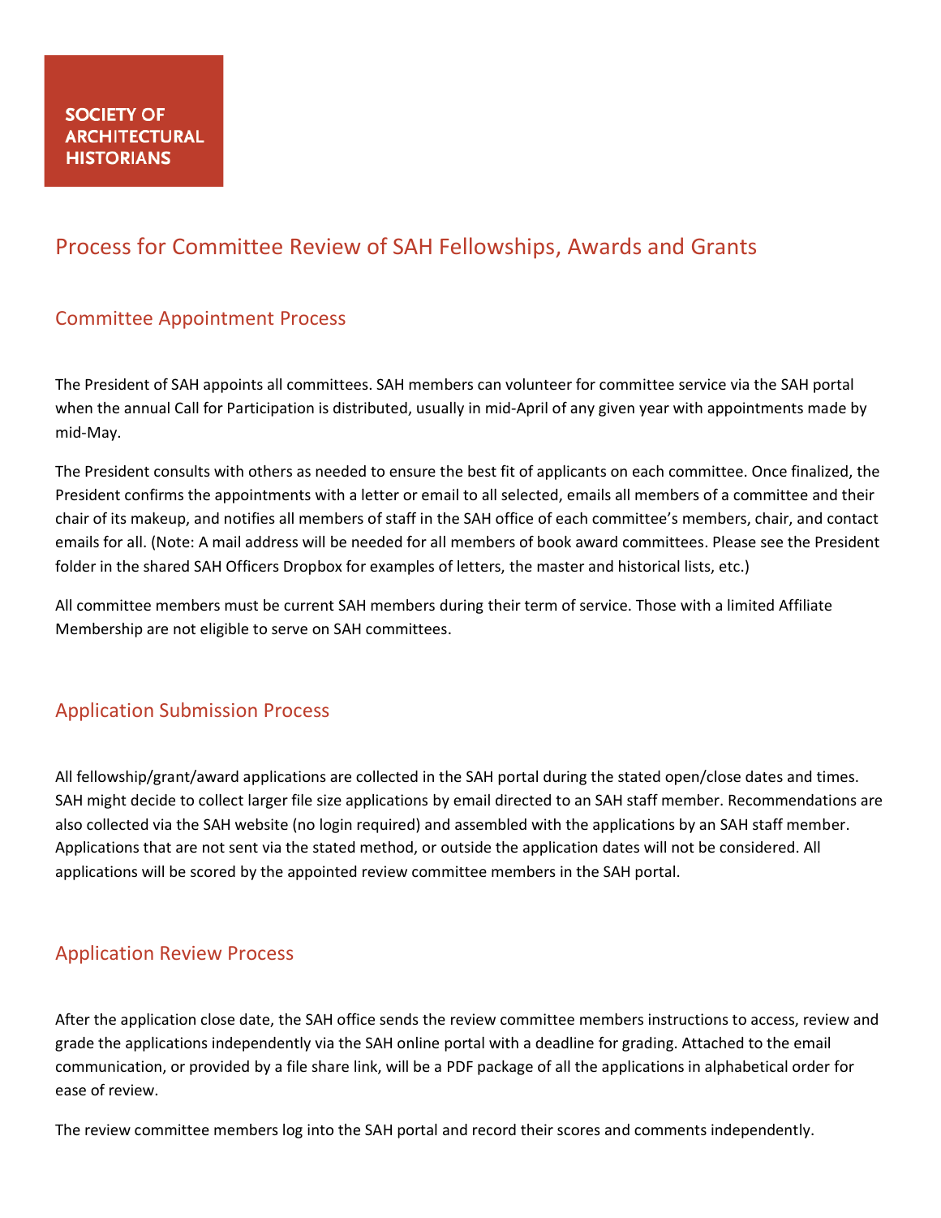SOCIETY OF ARCHITECTURAL HISTORIANS

# Process for Committee Review of SAH Fellowships, Awards and Grants

## Committee Appointment Process

The President of SAH appoints all committees. SAH members can volunteer for committee service via the SAH portal when the annual Call for Participation is distributed, usually in mid-April of any given year with appointments made by mid-May.

The President consults with others as needed to ensure the best fit of applicants on each committee. Once finalized, the President confirms the appointments with a letter or email to all selected, emails all members of a committee and their chair of its makeup, and notifies all members of staff in the SAH office of each committee's members, chair, and contact emails for all. (Note: A mail address will be needed for all members of book award committees. Please see the President folder in the shared SAH Officers Dropbox for examples of letters, the master and historical lists, etc.)

All committee members must be current SAH members during their term of service. Those with a limited Affiliate Membership are not eligible to serve on SAH committees.

## Application Submission Process

All fellowship/grant/award applications are collected in the SAH portal during the stated open/close dates and times. SAH might decide to collect larger file size applications by email directed to an SAH staff member. Recommendations are also collected via the SAH website (no login required) and assembled with the applications by an SAH staff member. Applications that are not sent via the stated method, or outside the application dates will not be considered. All applications will be scored by the appointed review committee members in the SAH portal.

## Application Review Process

After the application close date, the SAH office sends the review committee members instructions to access, review and grade the applications independently via the SAH online portal with a deadline for grading. Attached to the email communication, or provided by a file share link, will be a PDF package of all the applications in alphabetical order for ease of review.

The review committee members log into the SAH portal and record their scores and comments independently.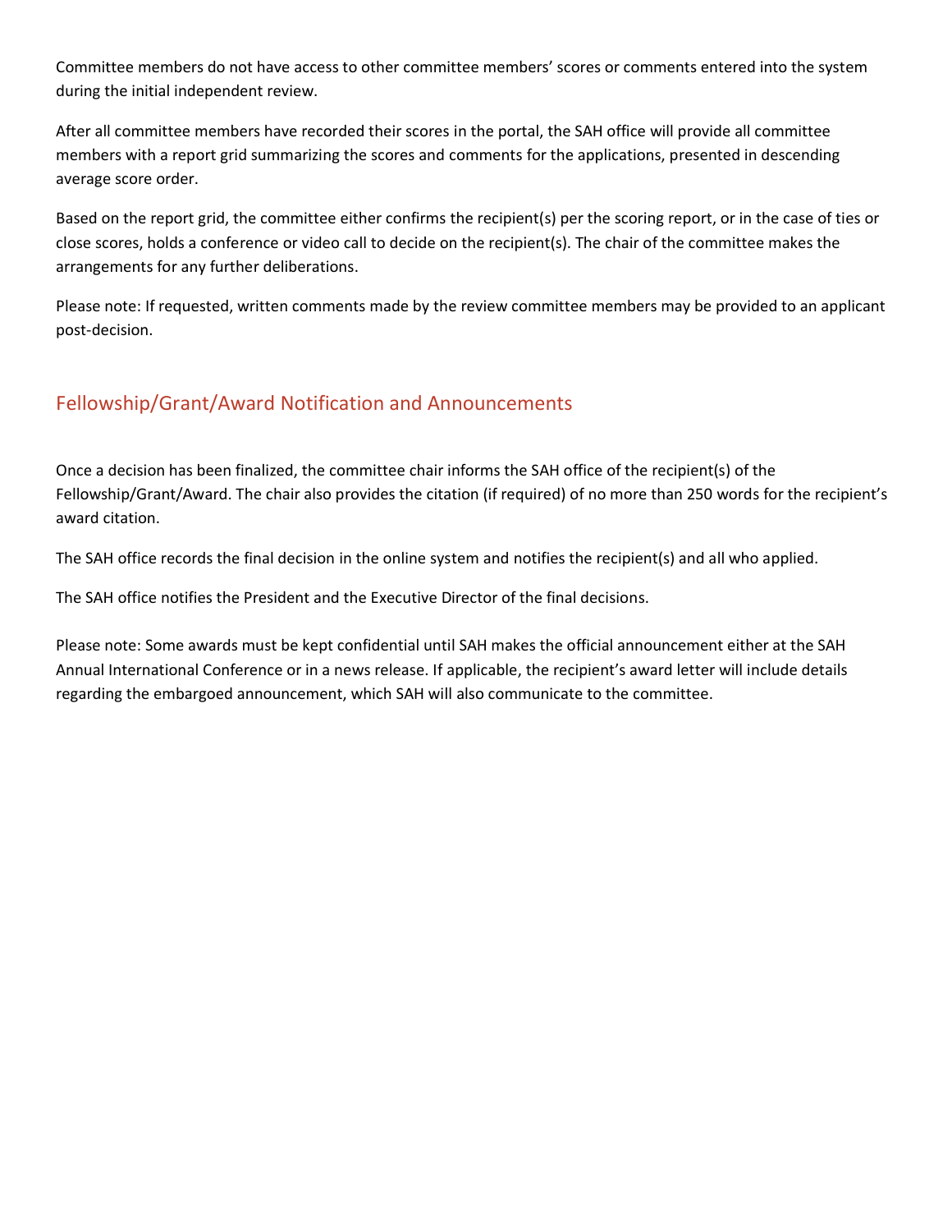Committee members do not have access to other committee members' scores or comments entered into the system during the initial independent review.

After all committee members have recorded their scores in the portal, the SAH office will provide all committee members with a report grid summarizing the scores and comments for the applications, presented in descending average score order.

Based on the report grid, the committee either confirms the recipient(s) per the scoring report, or in the case of ties or close scores, holds a conference or video call to decide on the recipient(s). The chair of the committee makes the arrangements for any further deliberations.

Please note: If requested, written comments made by the review committee members may be provided to an applicant post-decision.

## Fellowship/Grant/Award Notification and Announcements

Once a decision has been finalized, the committee chair informs the SAH office of the recipient(s) of the Fellowship/Grant/Award. The chair also provides the citation (if required) of no more than 250 words for the recipient's award citation.

The SAH office records the final decision in the online system and notifies the recipient(s) and all who applied.

The SAH office notifies the President and the Executive Director of the final decisions.

Please note: Some awards must be kept confidential until SAH makes the official announcement either at the SAH Annual International Conference or in a news release. If applicable, the recipient's award letter will include details regarding the embargoed announcement, which SAH will also communicate to the committee.